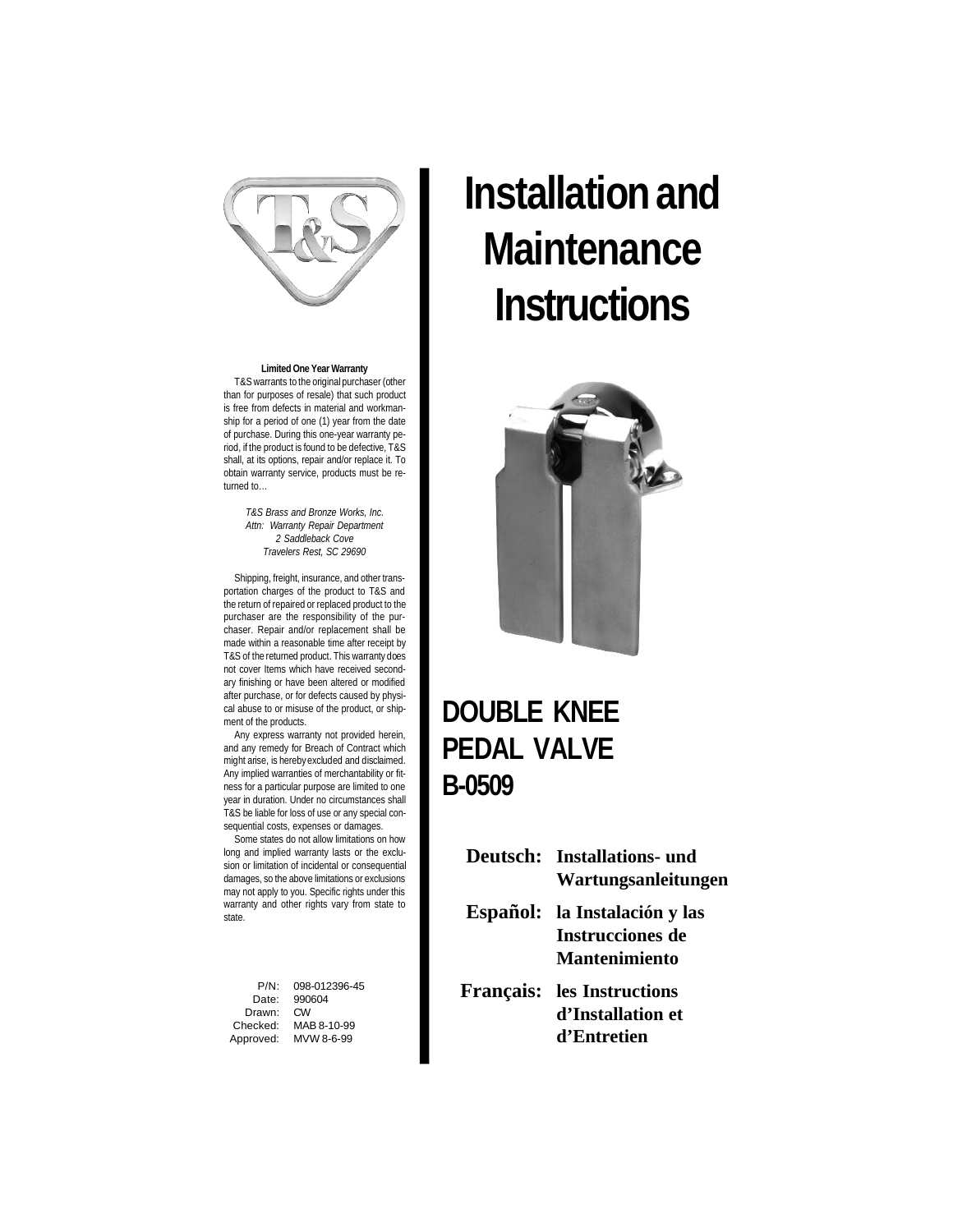# Installation and Maintenance Instructions

## DOUBLE KNEE PEDAL VALVE B-0509

**Deutsch:** **Installations- und Wartungsanleitungen**

**Español:** **la Instalación y las Instrucciones de Mantenimiento**

**Français:** **les Instructions d'Installation et d'Entretien**

**Limited One Year Warranty**

T&S warrants to the original purchaser (other than for purposes of resale) that such product is free from defects in material and workmanship for a period of one (1) year from the date of purchase. During this one-year warranty period, if the product is found to be defective, T&S shall, at its options, repair and/or replace it. To obtain warranty service, products must be returned to…

*T&S Brass and Bronze Works, Inc.*
*Attn: Warranty Repair Department*
*2 Saddleback Cove*
*Travelers Rest, SC 29690*

Shipping, freight, insurance, and other transportation charges of the product to T&S and the return of repaired or replaced product to the purchaser are the responsibility of the purchaser. Repair and/or replacement shall be made within a reasonable time after receipt by T&S of the returned product. This warranty does not cover Items which have received secondary finishing or have been altered or modified after purchase, or for defects caused by physical abuse to or misuse of the product, or shipment of the products.

Any express warranty not provided herein, and any remedy for Breach of Contract which might arise, is hereby excluded and disclaimed. Any implied warranties of merchantability or fitness for a particular purpose are limited to one year in duration. Under no circumstances shall T&S be liable for loss of use or any special consequential costs, expenses or damages.

Some states do not allow limitations on how long and implied warranty lasts or the exclusion or limitation of incidental or consequential damages, so the above limitations or exclusions may not apply to you. Specific rights under this warranty and other rights vary from state to state.

P/N: 098-012396-45
Date: 990604
Drawn: CW
Checked: MAB 8-10-99
Approved: MVW 8-6-99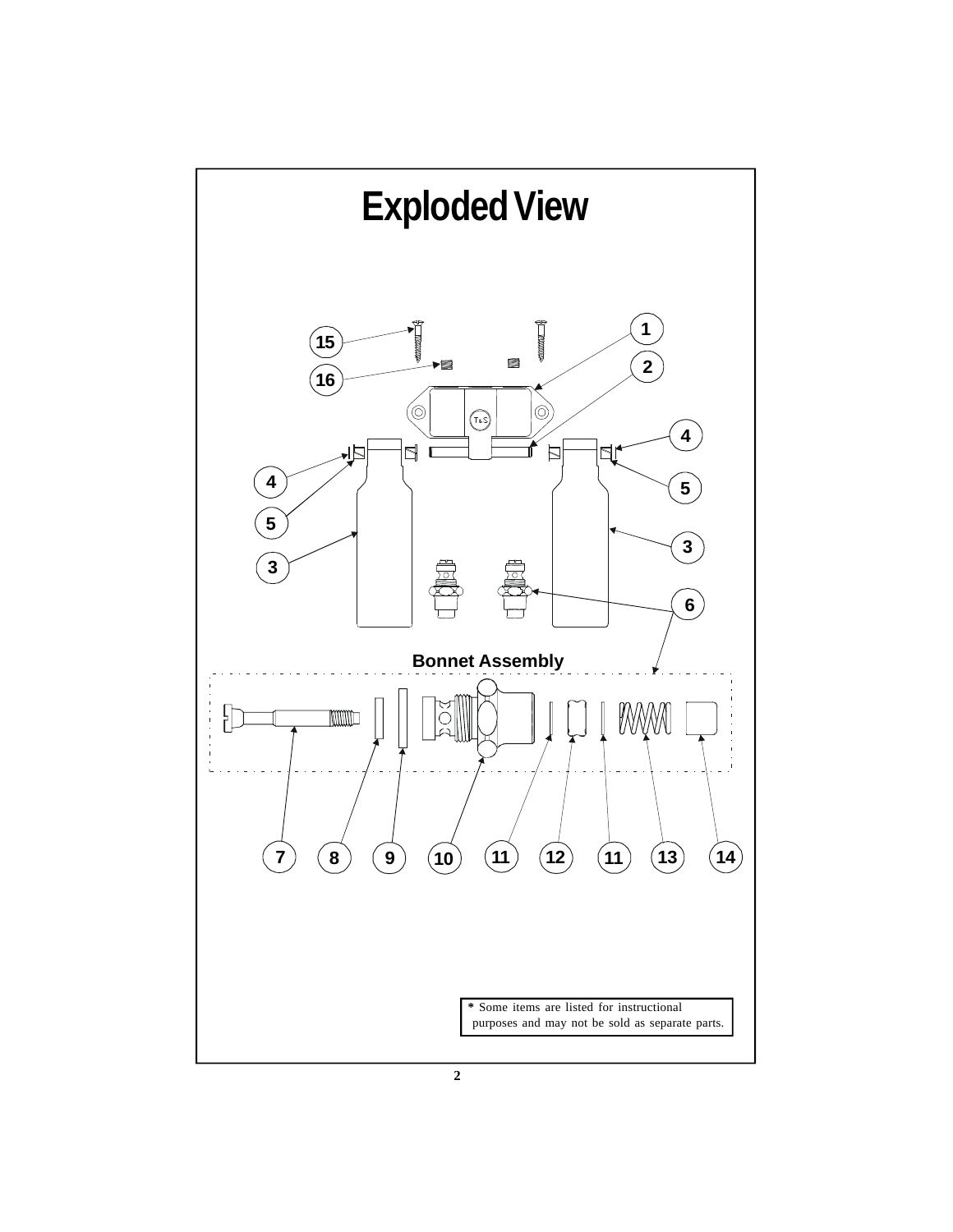# Exploded View

**Bonnet Assembly**

\* Some items are listed for instructional purposes and may not be sold as separate parts.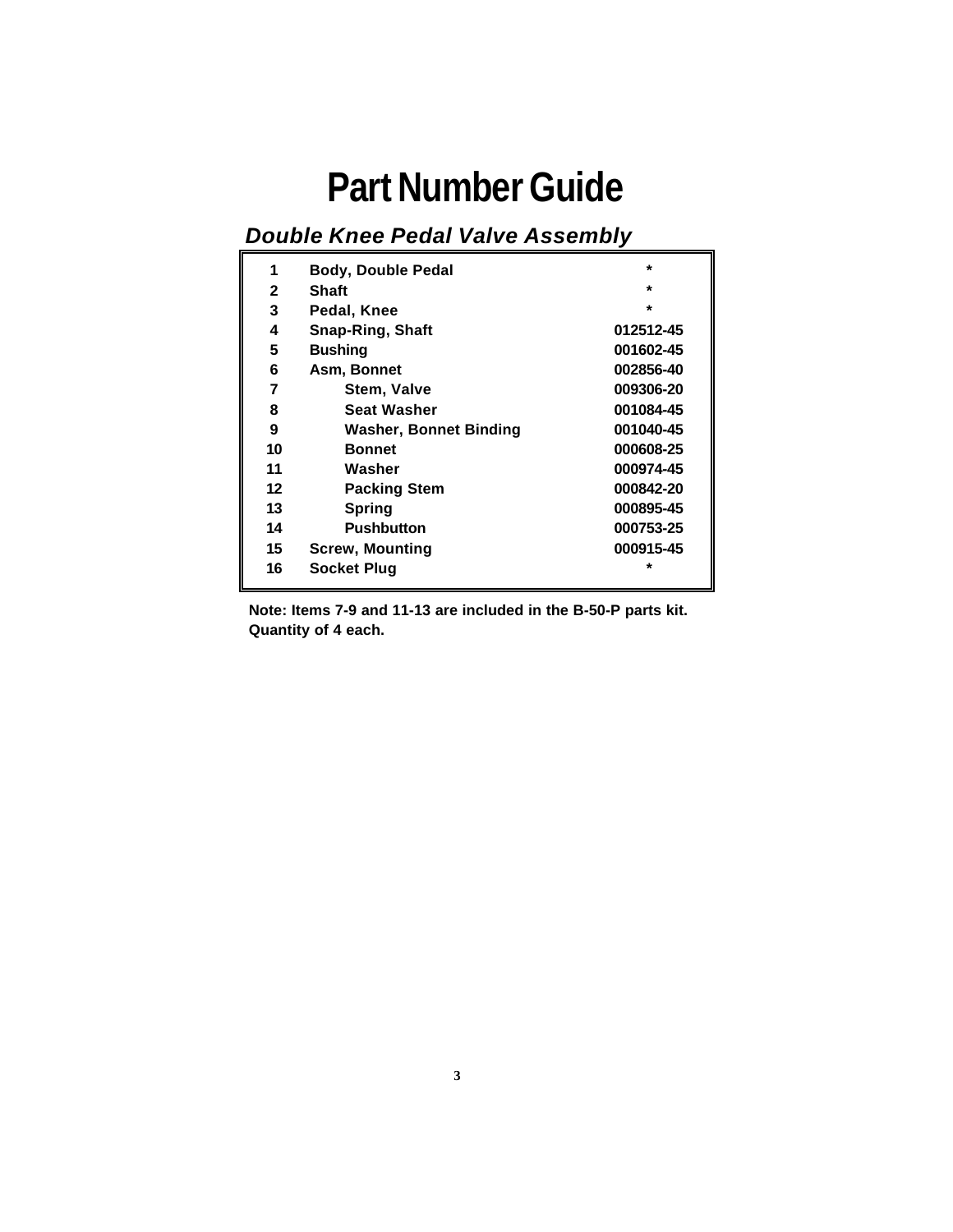# Part Number Guide

## *Double Knee Pedal Valve Assembly*

| No. | Description | Part Number |
|---|---|---|
| 1 | Body, Double Pedal | * |
| 2 | Shaft | * |
| 3 | Pedal, Knee | * |
| 4 | Snap-Ring, Shaft | 012512-45 |
| 5 | Bushing | 001602-45 |
| 6 | Asm, Bonnet | 002856-40 |
| 7 | Stem, Valve | 009306-20 |
| 8 | Seat Washer | 001084-45 |
| 9 | Washer, Bonnet Binding | 001040-45 |
| 10 | Bonnet | 000608-25 |
| 11 | Washer | 000974-45 |
| 12 | Packing Stem | 000842-20 |
| 13 | Spring | 000895-45 |
| 14 | Pushbutton | 000753-25 |
| 15 | Screw, Mounting | 000915-45 |
| 16 | Socket Plug | * |

**Note: Items 7-9 and 11-13 are included in the B-50-P parts kit. Quantity of 4 each.**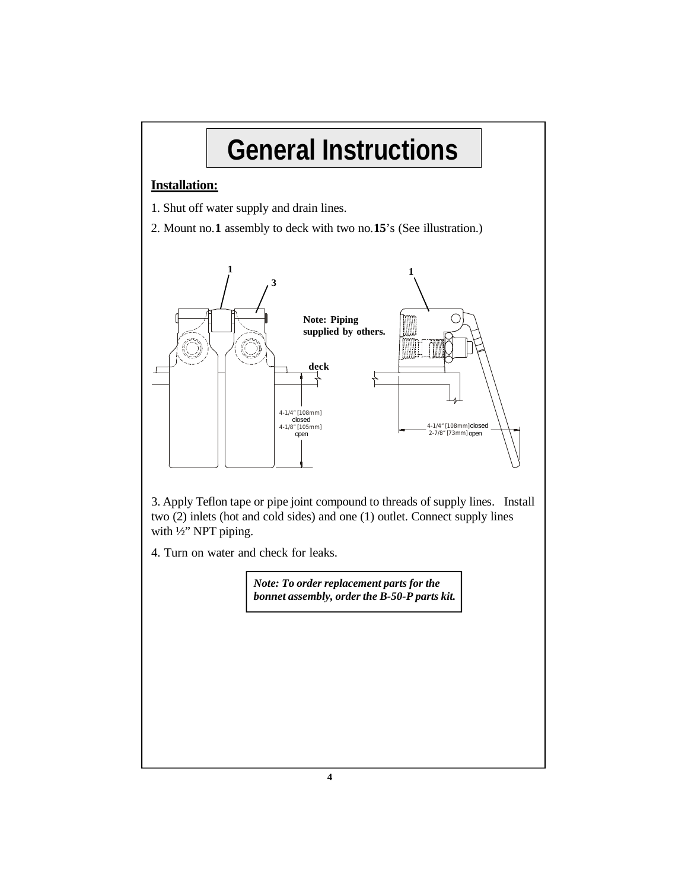# General Instructions

**Installation:**

1. Shut off water supply and drain lines.

2. Mount no.**1** assembly to deck with two no.**15**'s (See illustration.)

1

3

1

Note: Piping supplied by others.

deck

4-1/4" [108mm] closed
4-1/8" [105mm] open

4-1/4" [108mm] closed
2-7/8" [73mm] open

3. Apply Teflon tape or pipe joint compound to threads of supply lines. Install two (2) inlets (hot and cold sides) and one (1) outlet. Connect supply lines with ½" NPT piping.

4. Turn on water and check for leaks.

***Note: To order replacement parts for the bonnet assembly, order the B-50-P parts kit.***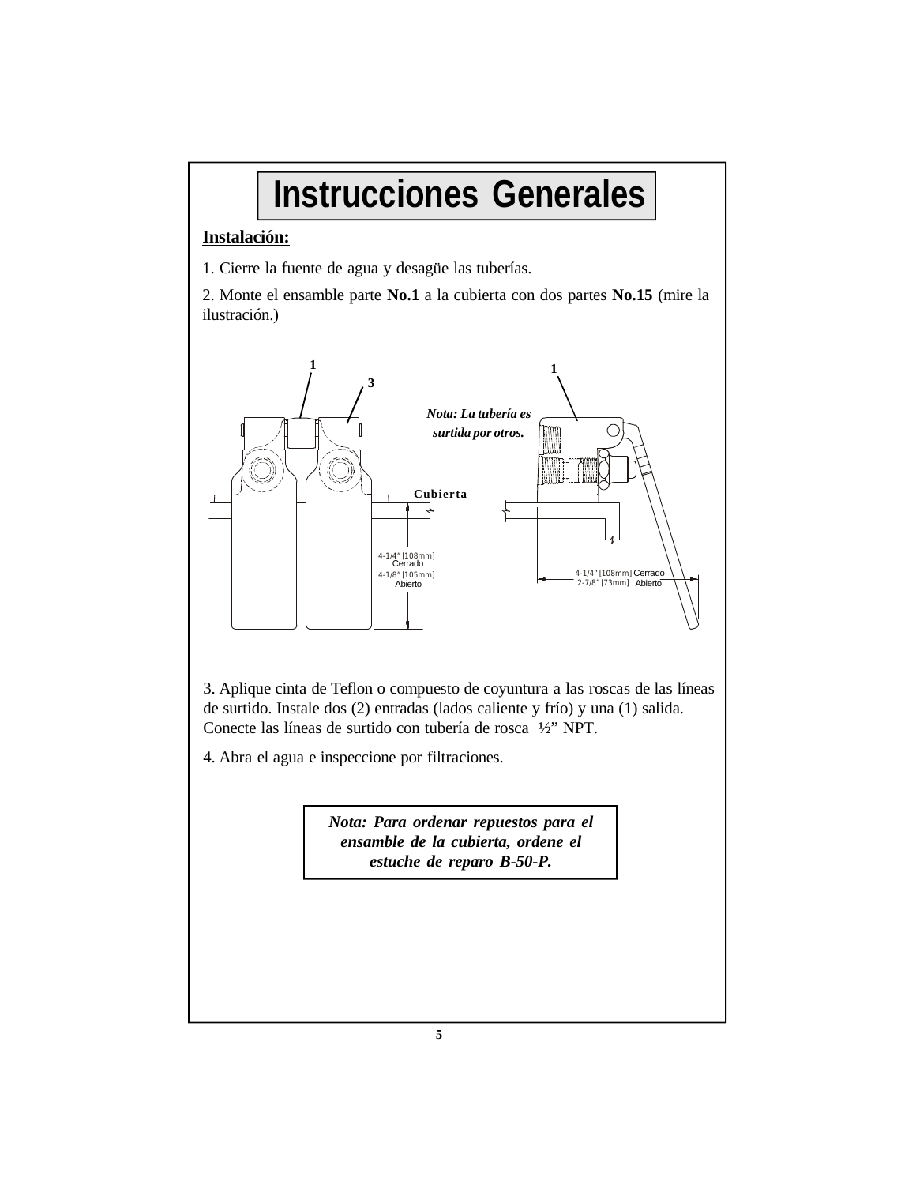# Instrucciones Generales

**Instalación:**

1. Cierre la fuente de agua y desagüe las tuberías.

2. Monte el ensamble parte **No.1** a la cubierta con dos partes **No.15** (mire la ilustración.)

1 3 1

*Nota: La tubería es surtida por otros.*

Cubierta

4-1/4" [108mm] Cerrado
4-1/8" [105mm] Abierto

4-1/4" [108mm] Cerrado
2-7/8" [73mm] Abierto

3. Aplique cinta de Teflon o compuesto de coyuntura a las roscas de las líneas de surtido. Instale dos (2) entradas (lados caliente y frío) y una (1) salida. Conecte las líneas de surtido con tubería de rosca ½" NPT.

4. Abra el agua e inspeccione por filtraciones.

***Nota: Para ordenar repuestos para el ensamble de la cubierta, ordene el estuche de reparo B-50-P.***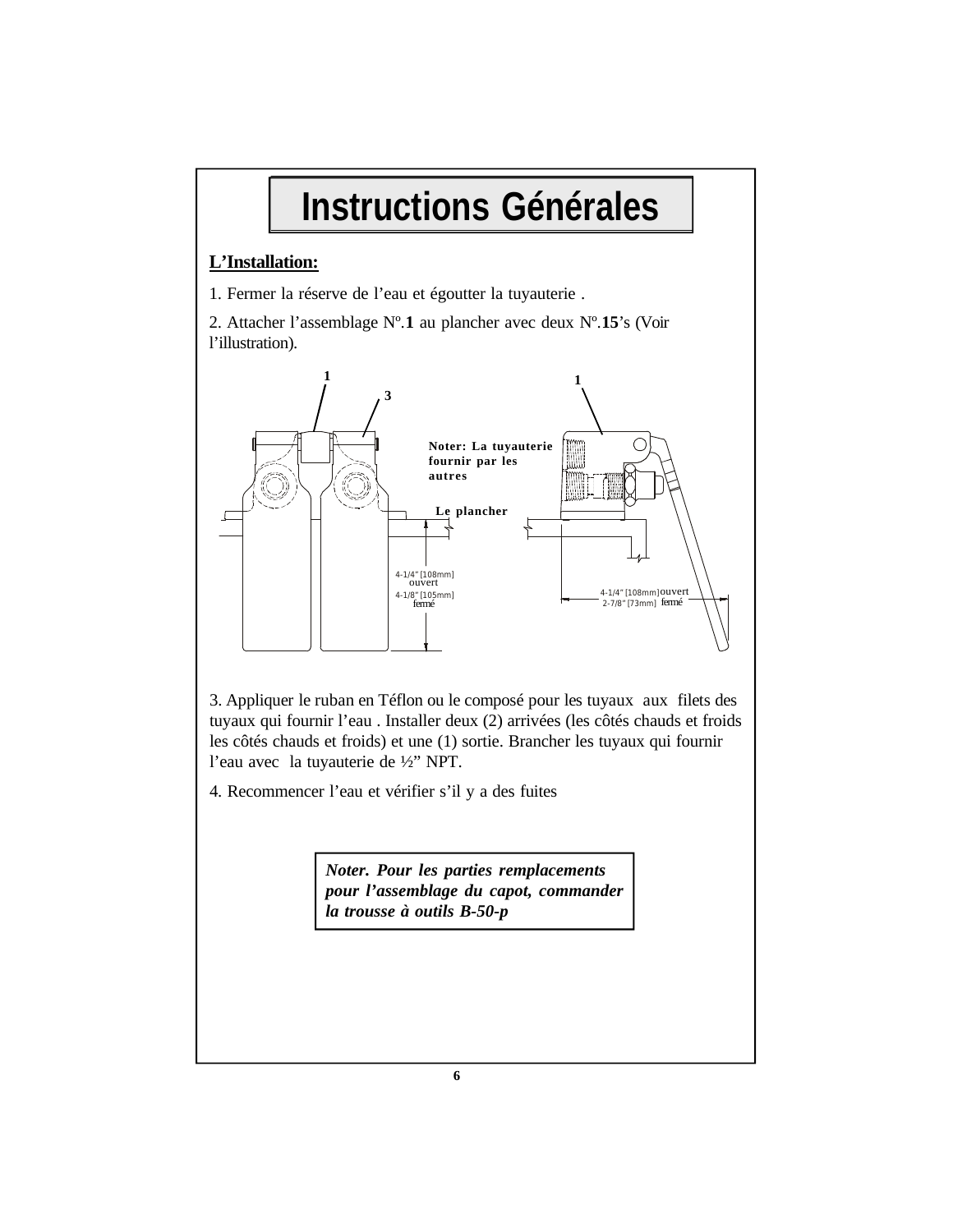# Instructions Générales

**L'Installation:**

1. Fermer la réserve de l'eau et égoutter la tuyauterie .

2. Attacher l'assemblage Nº.**1** au plancher avec deux Nº.**15**'s (Voir l'illustration).

1

3

1

**Noter: La tuyauterie fournir par les autres**

**Le plancher**

4-1/4" [108mm] ouvert

4-1/8" [105mm] fermé

4-1/4" [108mm] ouvert

2-7/8" [73mm] fermé

3. Appliquer le ruban en Téflon ou le composé pour les tuyaux aux filets des tuyaux qui fournir l'eau . Installer deux (2) arrivées (les côtés chauds et froids les côtés chauds et froids) et une (1) sortie. Brancher les tuyaux qui fournir l'eau avec la tuyauterie de ½" NPT.

4. Recommencer l'eau et vérifier s'il y a des fuites

***Noter. Pour les parties remplacements pour l'assemblage du capot, commander la trousse à outils B-50-p***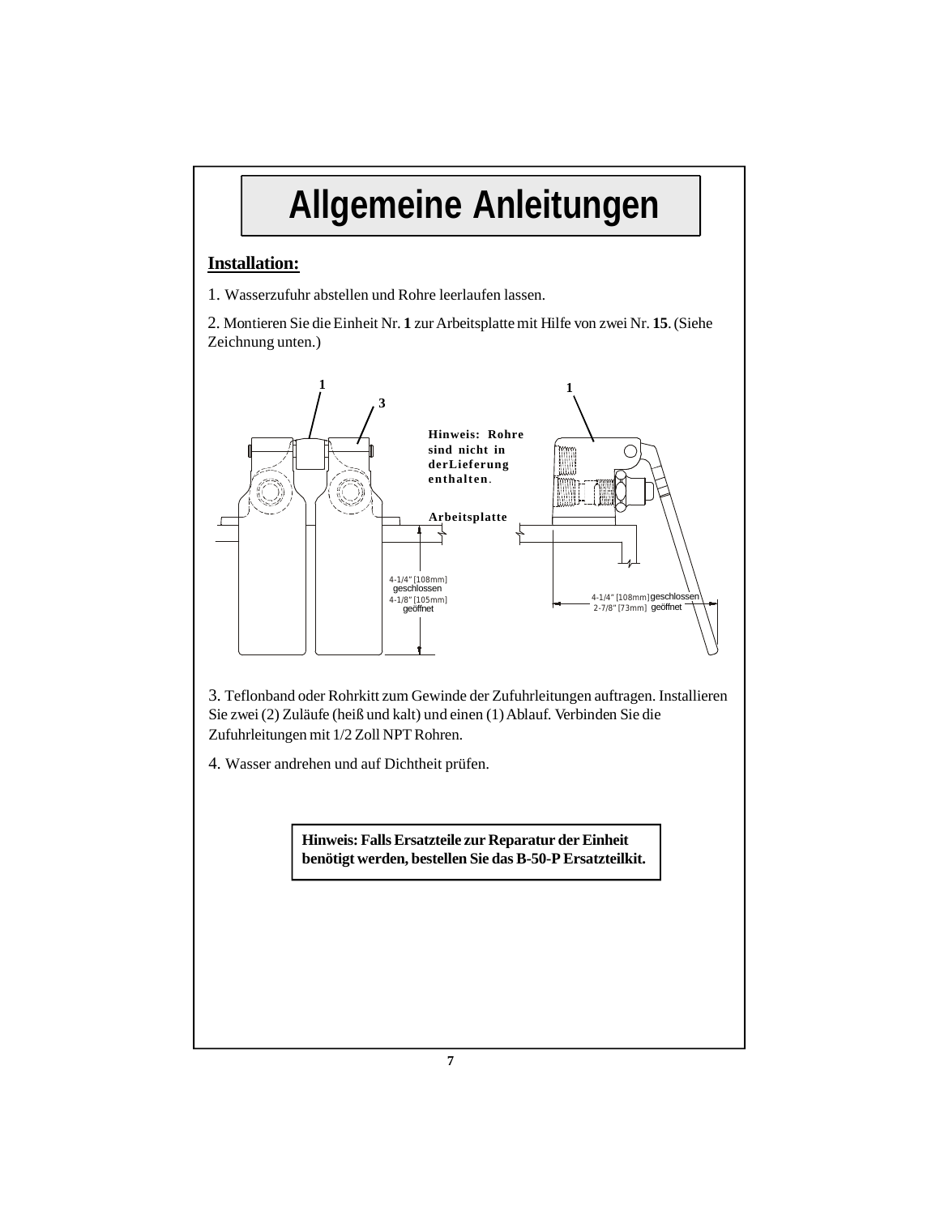# Allgemeine Anleitungen

## Installation:

1. Wasserzufuhr abstellen und Rohre leerlaufen lassen.

2. Montieren Sie die Einheit Nr. **1** zur Arbeitsplatte mit Hilfe von zwei Nr. **15**. (Siehe Zeichnung unten.)

**Hinweis: Rohre sind nicht in derLieferung enthalten.**

**Arbeitsplatte**

4-1/4" [108mm] geschlossen
4-1/8" [105mm] geöffnet

4-1/4" [108mm] geschlossen
2-7/8" [73mm] geöffnet

3. Teflonband oder Rohrkitt zum Gewinde der Zufuhrleitungen auftragen. Installieren Sie zwei (2) Zuläufe (heiß und kalt) und einen (1) Ablauf. Verbinden Sie die Zufuhrleitungen mit 1/2 Zoll NPT Rohren.

4. Wasser andrehen und auf Dichtheit prüfen.

**Hinweis: Falls Ersatzteile zur Reparatur der Einheit benötigt werden, bestellen Sie das B-50-P Ersatzteilkit.**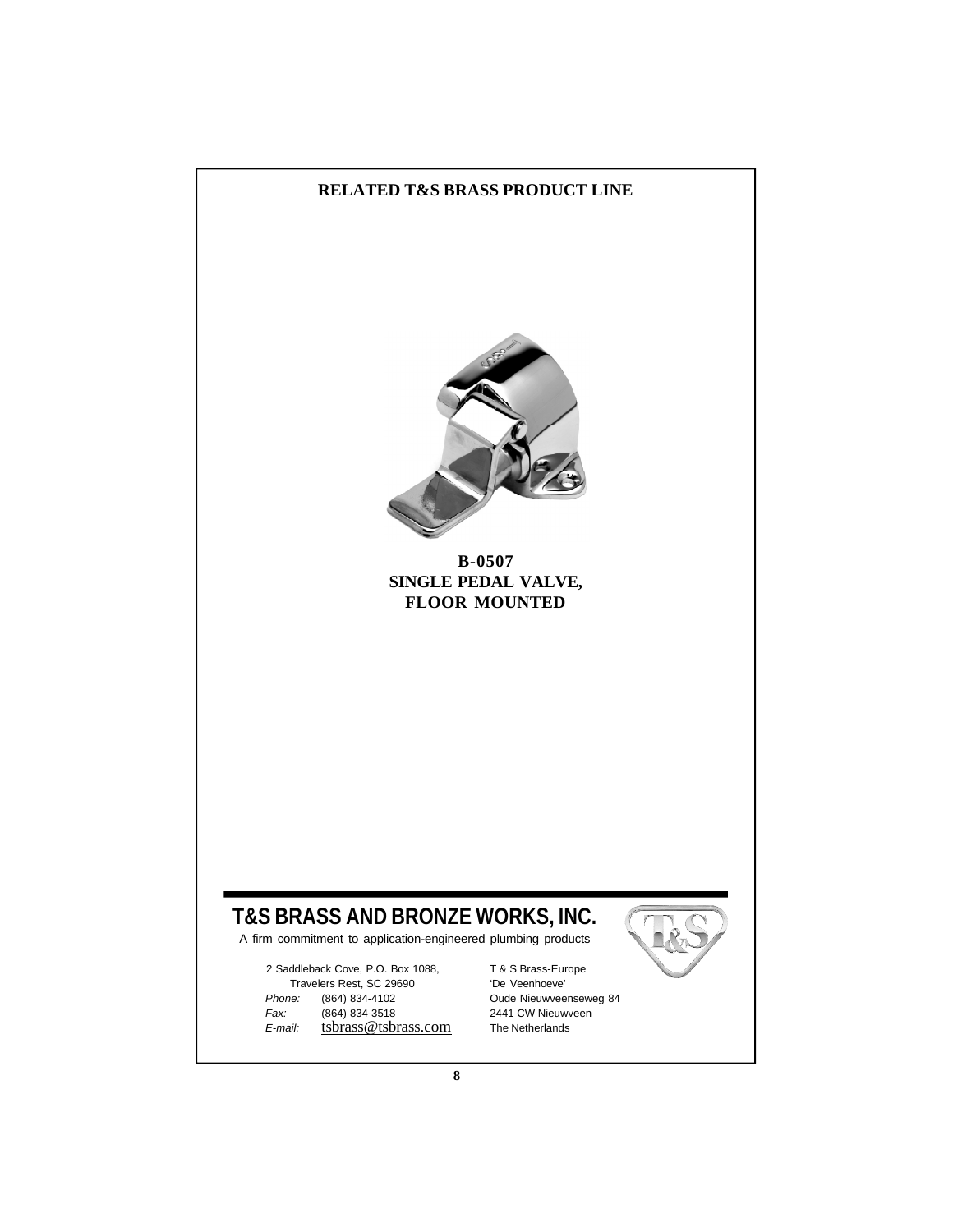## RELATED T&S BRASS PRODUCT LINE

**B-0507**
**SINGLE PEDAL VALVE,**
**FLOOR MOUNTED**

# T&S BRASS AND BRONZE WORKS, INC.

A firm commitment to application-engineered plumbing products

2 Saddleback Cove, P.O. Box 1088,
Travelers Rest, SC 29690
*Phone:* (864) 834-4102
*Fax:* (864) 834-3518
*E-mail:* tsbrass@tsbrass.com

T & S Brass-Europe
'De Veenhoeve'
Oude Nieuwveenseweg 84
2441 CW Nieuwveen
The Netherlands